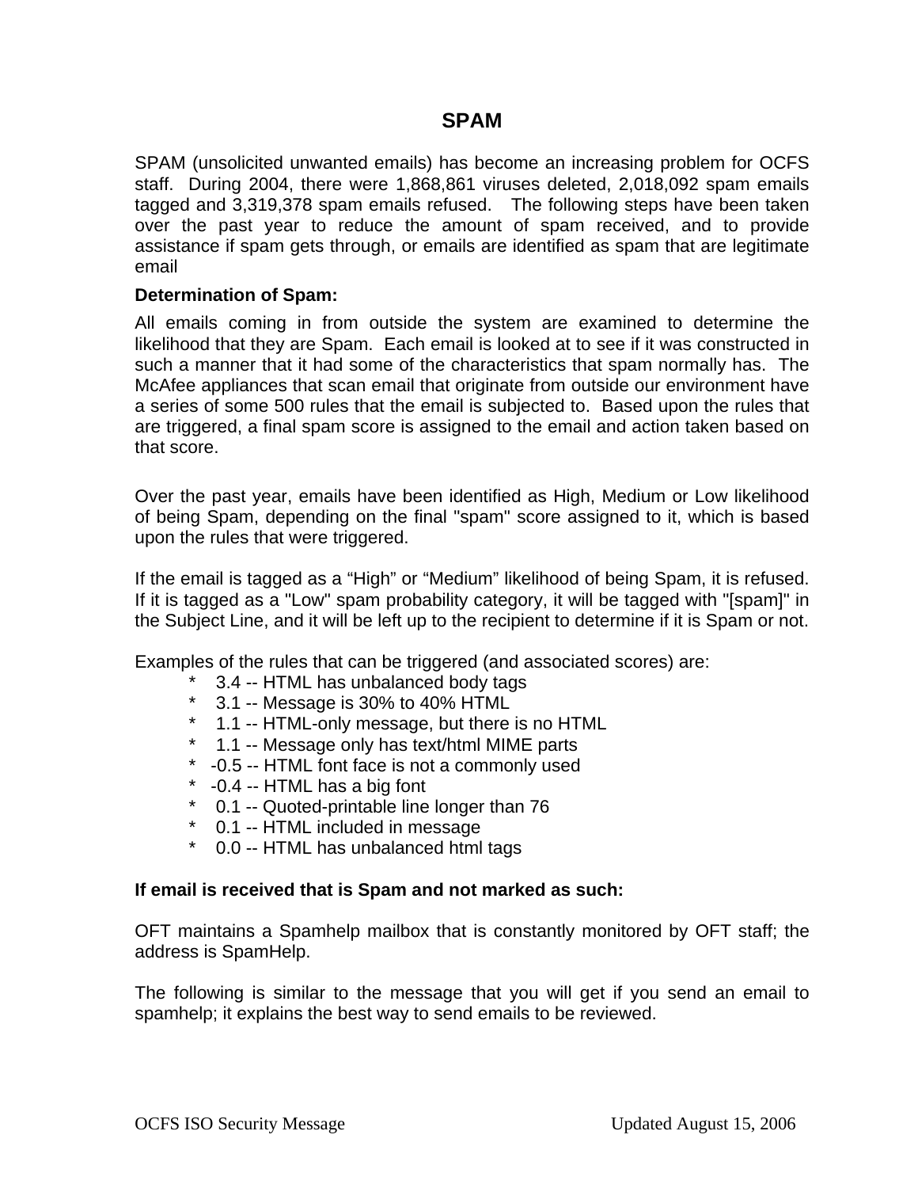# SPAM

SPAM (unsolicited unwanted emails) has become an increasing problem for OCFS staff. During 2004, there were 1,868,861 viruses deleted, 2,018,092 spam emails tagged and 3,319,378 spam emails refused. The following steps have been taken over the past year to reduce the amount of spam received, and to provide assistance if spam gets through, or emails are identified as spam that are legitimate email

**Determination of Spam:**

All emails coming in from outside the system are examined to determine the likelihood that they are Spam. Each email is looked at to see if it was constructed in such a manner that it had some of the characteristics that spam normally has. The McAfee appliances that scan email that originate from outside our environment have a series of some 500 rules that the email is subjected to. Based upon the rules that are triggered, a final spam score is assigned to the email and action taken based on that score.

Over the past year, emails have been identified as High, Medium or Low likelihood of being Spam, depending on the final "spam" score assigned to it, which is based upon the rules that were triggered.

If the email is tagged as a “High” or “Medium” likelihood of being Spam, it is refused. If it is tagged as a "Low" spam probability category, it will be tagged with "[spam]" in the Subject Line, and it will be left up to the recipient to determine if it is Spam or not.

Examples of the rules that can be triggered (and associated scores) are:

- 3.4 -- HTML has unbalanced body tags
- 3.1 -- Message is 30% to 40% HTML
- 1.1 -- HTML-only message, but there is no HTML
- 1.1 -- Message only has text/html MIME parts
- -0.5 -- HTML font face is not a commonly used
- -0.4 -- HTML has a big font
- 0.1 -- Quoted-printable line longer than 76
- 0.1 -- HTML included in message
- 0.0 -- HTML has unbalanced html tags

**If email is received that is Spam and not marked as such:**

OFT maintains a Spamhelp mailbox that is constantly monitored by OFT staff; the address is SpamHelp.

The following is similar to the message that you will get if you send an email to spamhelp; it explains the best way to send emails to be reviewed.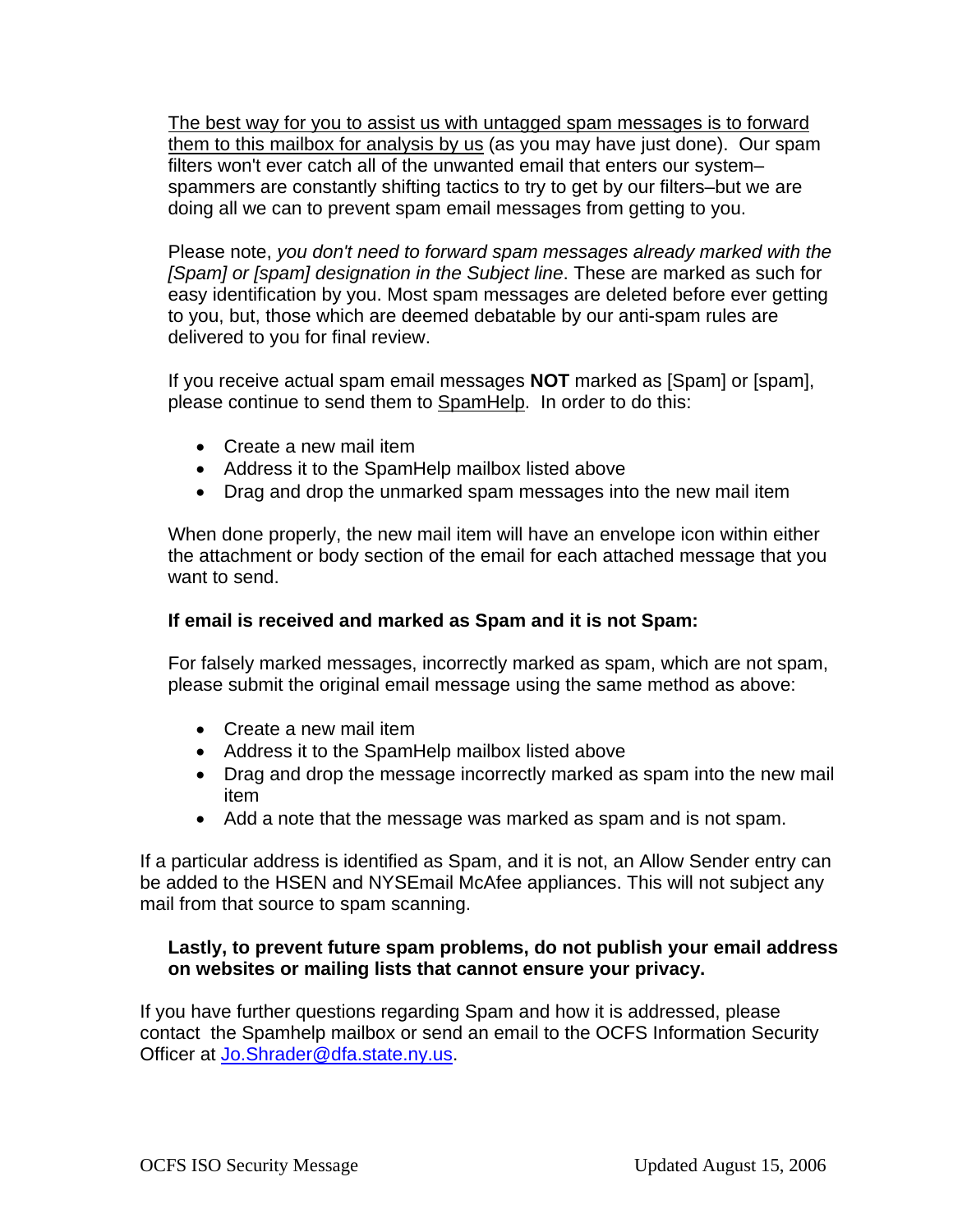The best way for you to assist us with untagged spam messages is to forward them to this mailbox for analysis by us (as you may have just done). Our spam filters won't ever catch all of the unwanted email that enters our system–spammers are constantly shifting tactics to try to get by our filters–but we are doing all we can to prevent spam email messages from getting to you.

Please note, *you don't need to forward spam messages already marked with the [Spam] or [spam] designation in the Subject line*. These are marked as such for easy identification by you. Most spam messages are deleted before ever getting to you, but, those which are deemed debatable by our anti-spam rules are delivered to you for final review.

If you receive actual spam email messages **NOT** marked as [Spam] or [spam], please continue to send them to SpamHelp. In order to do this:

- Create a new mail item
- Address it to the SpamHelp mailbox listed above
- Drag and drop the unmarked spam messages into the new mail item

When done properly, the new mail item will have an envelope icon within either the attachment or body section of the email for each attached message that you want to send.

**If email is received and marked as Spam and it is not Spam:**

For falsely marked messages, incorrectly marked as spam, which are not spam, please submit the original email message using the same method as above:

- Create a new mail item
- Address it to the SpamHelp mailbox listed above
- Drag and drop the message incorrectly marked as spam into the new mail item
- Add a note that the message was marked as spam and is not spam.

If a particular address is identified as Spam, and it is not, an Allow Sender entry can be added to the HSEN and NYSEmail McAfee appliances. This will not subject any mail from that source to spam scanning.

**Lastly, to prevent future spam problems, do not publish your email address on websites or mailing lists that cannot ensure your privacy.**

If you have further questions regarding Spam and how it is addressed, please contact the Spamhelp mailbox or send an email to the OCFS Information Security Officer at Jo.Shrader@dfa.state.ny.us.